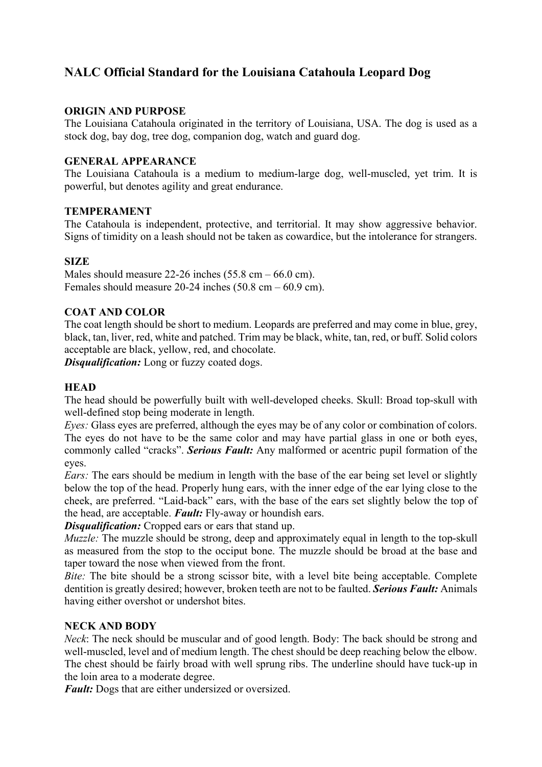# NALC Official Standard for the Louisiana Catahoula Leopard Dog

## ORIGIN AND PURPOSE

The Louisiana Catahoula originated in the territory of Louisiana, USA. The dog is used as a stock dog, bay dog, tree dog, companion dog, watch and guard dog.

## GENERAL APPEARANCE

The Louisiana Catahoula is a medium to medium-large dog, well-muscled, yet trim. It is powerful, but denotes agility and great endurance.

## TEMPERAMENT

The Catahoula is independent, protective, and territorial. It may show aggressive behavior. Signs of timidity on a leash should not be taken as cowardice, but the intolerance for strangers.

## SIZE

Males should measure 22-26 inches (55.8 cm – 66.0 cm).
Females should measure 20-24 inches (50.8 cm – 60.9 cm).

## COAT AND COLOR

The coat length should be short to medium. Leopards are preferred and may come in blue, grey, black, tan, liver, red, white and patched. Trim may be black, white, tan, red, or buff. Solid colors acceptable are black, yellow, red, and chocolate.

***Disqualification:*** Long or fuzzy coated dogs.

## HEAD

The head should be powerfully built with well-developed cheeks. Skull: Broad top-skull with well-defined stop being moderate in length.

*Eyes:* Glass eyes are preferred, although the eyes may be of any color or combination of colors. The eyes do not have to be the same color and may have partial glass in one or both eyes, commonly called "cracks". ***Serious Fault:*** Any malformed or acentric pupil formation of the eyes.

*Ears:* The ears should be medium in length with the base of the ear being set level or slightly below the top of the head. Properly hung ears, with the inner edge of the ear lying close to the cheek, are preferred. "Laid-back" ears, with the base of the ears set slightly below the top of the head, are acceptable. ***Fault:*** Fly-away or houndish ears.

***Disqualification:*** Cropped ears or ears that stand up.

*Muzzle:* The muzzle should be strong, deep and approximately equal in length to the top-skull as measured from the stop to the occiput bone. The muzzle should be broad at the base and taper toward the nose when viewed from the front.

*Bite:* The bite should be a strong scissor bite, with a level bite being acceptable. Complete dentition is greatly desired; however, broken teeth are not to be faulted. ***Serious Fault:*** Animals having either overshot or undershot bites.

## NECK AND BODY

*Neck*: The neck should be muscular and of good length. Body: The back should be strong and well-muscled, level and of medium length. The chest should be deep reaching below the elbow. The chest should be fairly broad with well sprung ribs. The underline should have tuck-up in the loin area to a moderate degree.

***Fault:*** Dogs that are either undersized or oversized.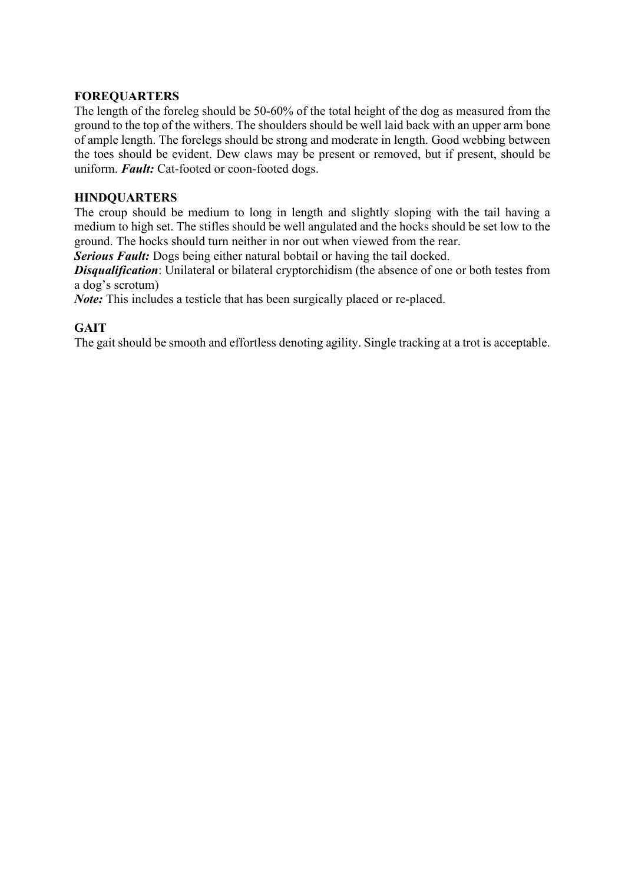## FOREQUARTERS

The length of the foreleg should be 50-60% of the total height of the dog as measured from the ground to the top of the withers. The shoulders should be well laid back with an upper arm bone of ample length. The forelegs should be strong and moderate in length. Good webbing between the toes should be evident. Dew claws may be present or removed, but if present, should be uniform. ***Fault:*** Cat-footed or coon-footed dogs.

## HINDQUARTERS

The croup should be medium to long in length and slightly sloping with the tail having a medium to high set. The stifles should be well angulated and the hocks should be set low to the ground. The hocks should turn neither in nor out when viewed from the rear.

***Serious Fault:*** Dogs being either natural bobtail or having the tail docked.

***Disqualification***: Unilateral or bilateral cryptorchidism (the absence of one or both testes from a dog's scrotum)

***Note:*** This includes a testicle that has been surgically placed or re-placed.

## GAIT

The gait should be smooth and effortless denoting agility. Single tracking at a trot is acceptable.